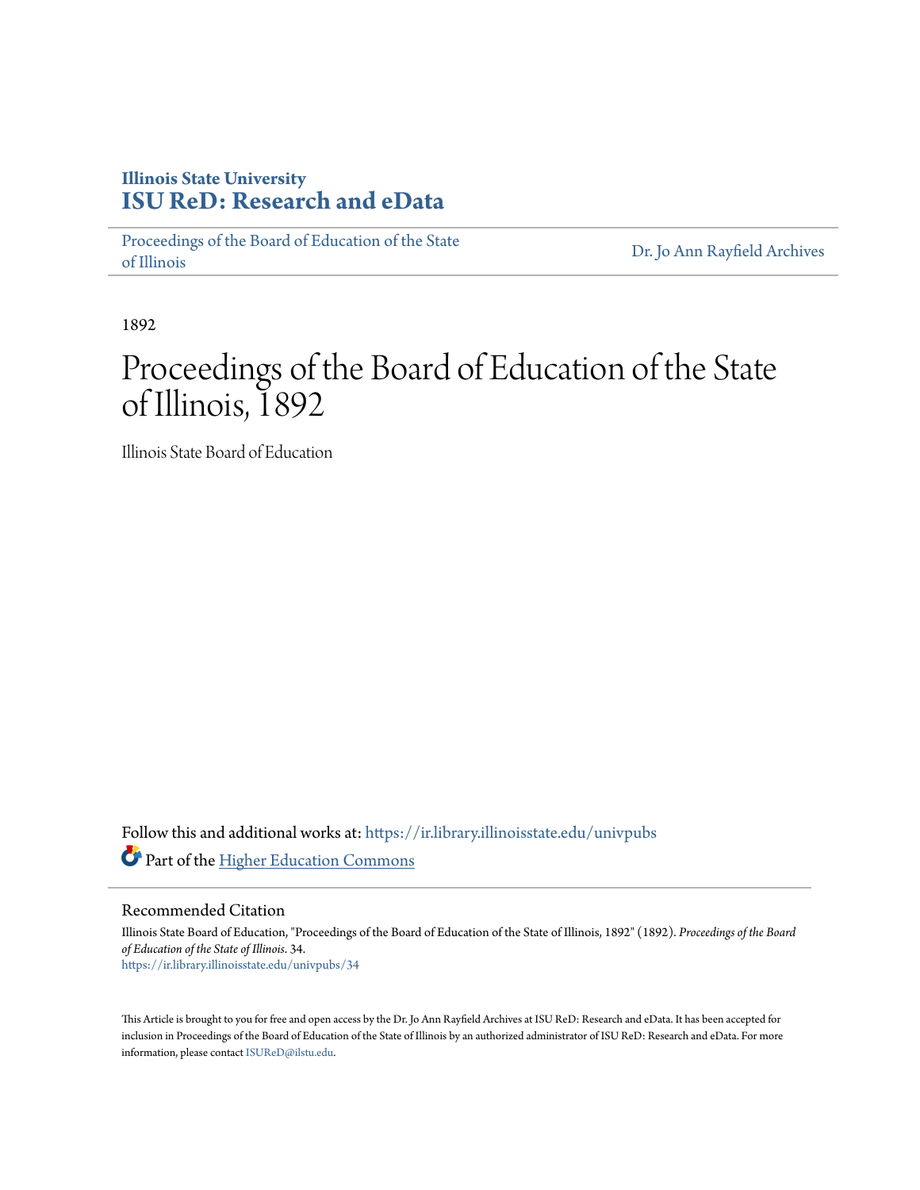Illinois State University
**ISU ReD: Research and eData**

Proceedings of the Board of Education of the State of Illinois

Dr. Jo Ann Rayfield Archives

1892

# Proceedings of the Board of Education of the State of Illinois, 1892

Illinois State Board of Education

Follow this and additional works at: https://ir.library.illinoisstate.edu/univpubs

Part of the Higher Education Commons

## Recommended Citation

Illinois State Board of Education, "Proceedings of the Board of Education of the State of Illinois, 1892" (1892). *Proceedings of the Board of Education of the State of Illinois*. 34.
https://ir.library.illinoisstate.edu/univpubs/34

This Article is brought to you for free and open access by the Dr. Jo Ann Rayfield Archives at ISU ReD: Research and eData. It has been accepted for inclusion in Proceedings of the Board of Education of the State of Illinois by an authorized administrator of ISU ReD: Research and eData. For more information, please contact ISUReD@ilstu.edu.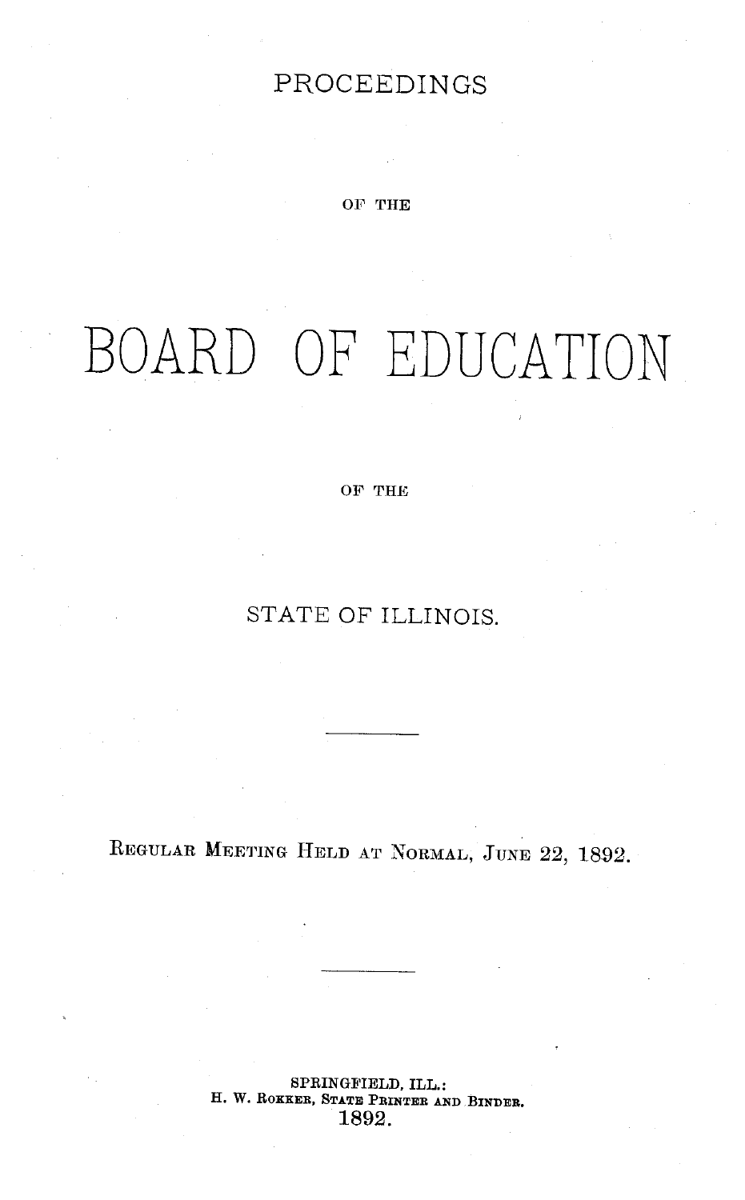# PROCEEDINGS

OF THE

# BOARD OF EDUCATION

OF THE

# STATE OF ILLINOIS.

---

REGULAR MEETING HELD AT NORMAL, JUNE 22, 1892.

---

SPRINGFIELD, ILL.:
H. W. ROKKER, STATE PRINTER AND BINDER.
1892.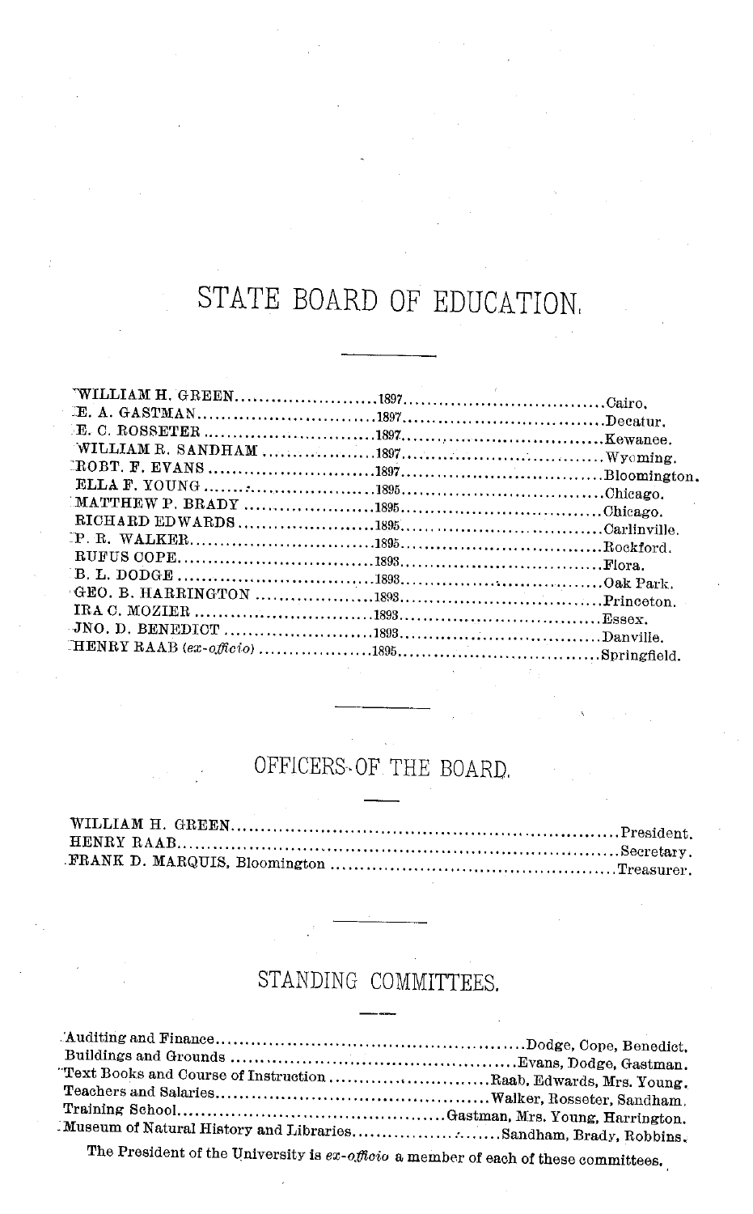# STATE BOARD OF EDUCATION.

| | | |
|---|---|---|
| WILLIAM H. GREEN | 1897 | Cairo. |
| E. A. GASTMAN | 1897 | Decatur. |
| E. C. ROSSETER | 1897 | Kewanee. |
| WILLIAM R. SANDHAM | 1897 | Wyoming. |
| ROBT. F. EVANS | 1897 | Bloomington. |
| ELLA F. YOUNG | 1895 | Chicago. |
| MATTHEW P. BRADY | 1895 | Chicago. |
| RICHARD EDWARDS | 1895 | Carlinville. |
| P. R. WALKER | 1895 | Rockford. |
| RUFUS COPE | 1893 | Flora. |
| B. L. DODGE | 1893 | Oak Park. |
| GEO. B. HARRINGTON | 1893 | Princeton. |
| IRA C. MOZIER | 1893 | Essex. |
| JNO. D. BENEDICT | 1893 | Danville. |
| HENRY RAAB (*ex-officio*) | 1895 | Springfield. |

## OFFICERS OF THE BOARD.

| | |
|---|---|
| WILLIAM H. GREEN | President. |
| HENRY RAAB | Secretary. |
| FRANK D. MARQUIS, Bloomington | Treasurer. |

## STANDING COMMITTEES.

| | |
|---|---|
| Auditing and Finance | Dodge, Cope, Benedict. |
| Buildings and Grounds | Evans, Dodge, Gastman. |
| Text Books and Course of Instruction | Raab, Edwards, Mrs. Young. |
| Teachers and Salaries | Walker, Rosseter, Sandham. |
| Training School | Gastman, Mrs. Young, Harrington. |
| Museum of Natural History and Libraries | Sandham, Brady, Robbins. |

The President of the University is *ex-officio* a member of each of these committees.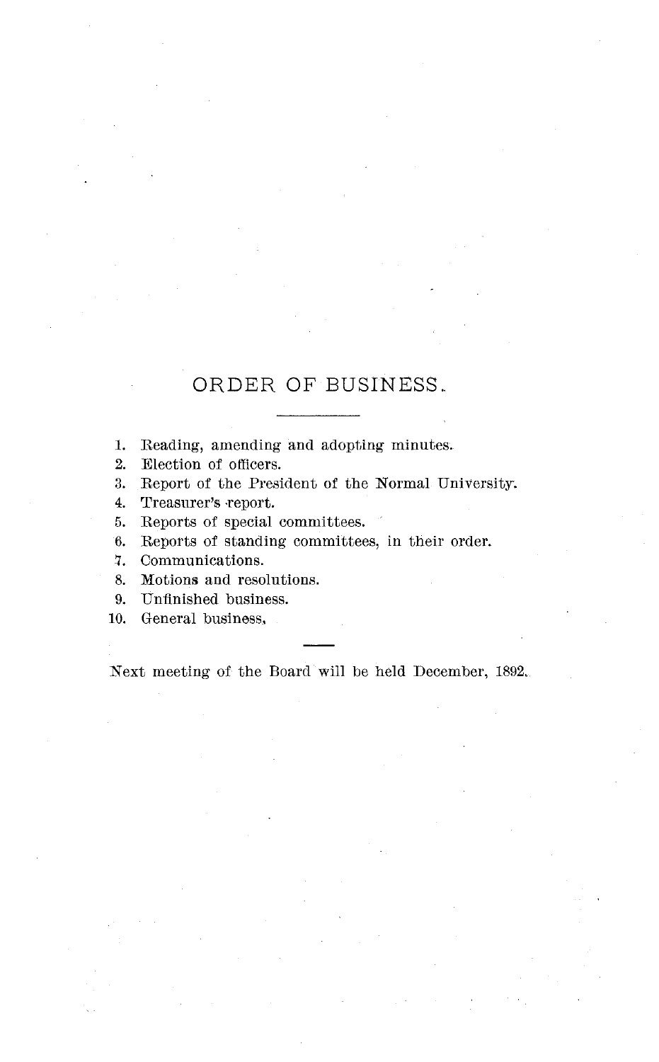# ORDER OF BUSINESS.

---

1. Reading, amending and adopting minutes.
2. Election of officers.
3. Report of the President of the Normal University.
4. Treasurer's report.
5. Reports of special committees.
6. Reports of standing committees, in their order.
7. Communications.
8. Motions and resolutions.
9. Unfinished business.
10. General business.

---

Next meeting of the Board will be held December, 1892.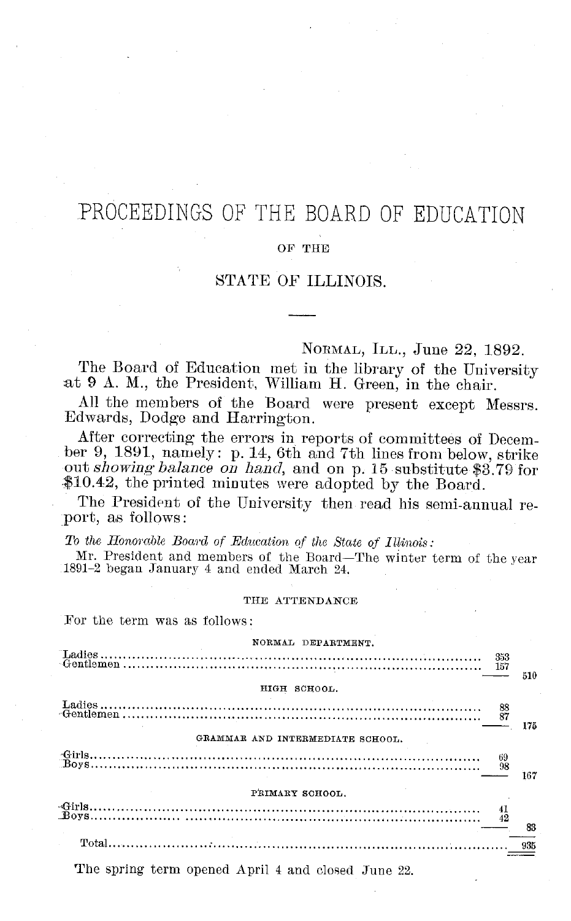# PROCEEDINGS OF THE BOARD OF EDUCATION

OF THE

## STATE OF ILLINOIS.

---

NORMAL, ILL., June 22, 1892.

The Board of Education met in the library of the University at 9 A. M., the President, William H. Green, in the chair.

All the members of the Board were present except Messrs. Edwards, Dodge and Harrington.

After correcting the errors in reports of committees of December 9, 1891, namely: p. 14, 6th and 7th lines from below, strike out *showing balance on hand*, and on p. 15 substitute $3.79 for $10.42, the printed minutes were adopted by the Board.

The President of the University then read his semi-annual report, as follows:

*To the Honorable Board of Education of the State of Illinois:*

Mr. President and members of the Board—The winter term of the year 1891-2 began January 4 and ended March 24.

THE ATTENDANCE

For the term was as follows:

| | | |
|---|---|---|
| **NORMAL DEPARTMENT.** | | |
| Ladies | 353 | |
| Gentlemen | 157 | |
| | | 510 |
| **HIGH SCHOOL.** | | |
| Ladies | 88 | |
| Gentlemen | 87 | |
| | | 175 |
| **GRAMMAR AND INTERMEDIATE SCHOOL.** | | |
| Girls | 69 | |
| Boys | 98 | |
| | | 167 |
| **PRIMARY SCHOOL.** | | |
| Girls | 41 | |
| Boys | 42 | |
| | | 83 |
| Total | | 935 |

The spring term opened April 4 and closed June 22.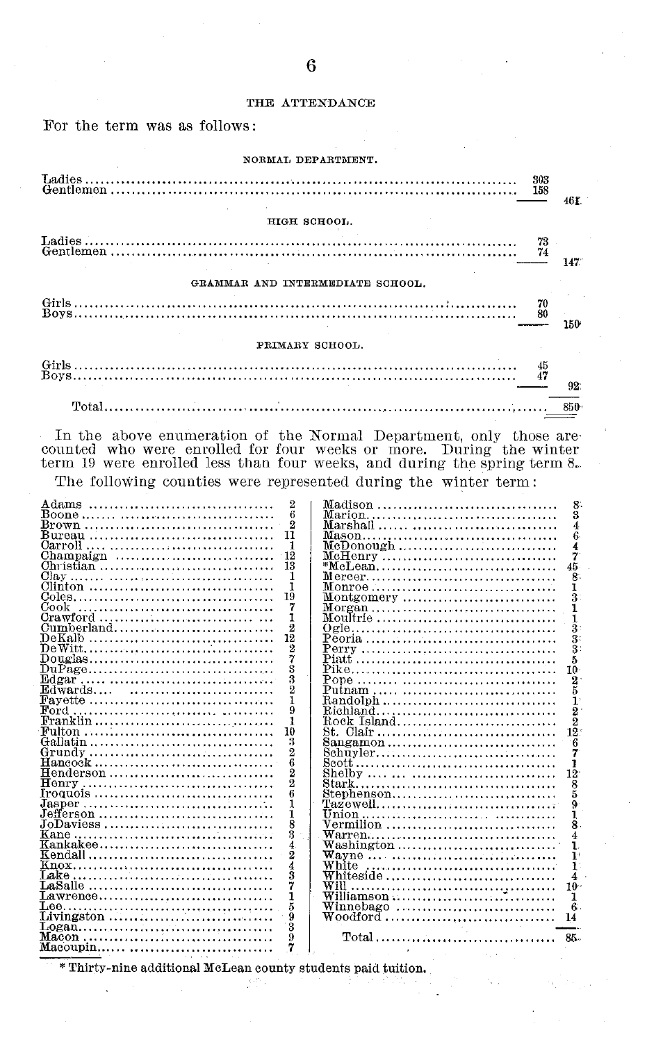## THE ATTENDANCE

For the term was as follows:

### NORMAL DEPARTMENT.

| | | |
|---|---|---|
| Ladies | 303 | |
| Gentlemen | 158 | |
| | | 461 |

### HIGH SCHOOL.

| | | |
|---|---|---|
| Ladies | 73 | |
| Gentlemen | 74 | |
| | | 147 |

### GRAMMAR AND INTERMEDIATE SCHOOL.

| | | |
|---|---|---|
| Girls | 70 | |
| Boys | 80 | |
| | | 150 |

### PRIMARY SCHOOL.

| | | |
|---|---|---|
| Girls | 45 | |
| Boys | 47 | |
| | | 92 |
| Total | | 850 |

In the above enumeration of the Normal Department, only those are counted who were enrolled for four weeks or more. During the winter term 19 were enrolled less than four weeks, and during the spring term 8.

The following counties were represented during the winter term:

| County | No. | County | No. |
|---|---|---|---|
| Adams | 2 | Madison | 8 |
| Boone | 6 | Marion | 3 |
| Brown | 2 | Marshall | 4 |
| Bureau | 11 | Mason | 6 |
| Carroll | 1 | McDonough | 4 |
| Champaign | 12 | McHenry | 7 |
| Christian | 13 | *McLean | 45 |
| Clay | 1 | Mercer | 8 |
| Clinton | 1 | Monroe | 1 |
| Coles | 19 | Montgomery | 3 |
| Cook | 7 | Morgan | 1 |
| Crawford | 1 | Moultrie | 1 |
| Cumberland | 2 | Ogle | 3 |
| DeKalb | 12 | Peoria | 3 |
| DeWitt | 2 | Perry | 3 |
| Douglas | 7 | Piatt | 5 |
| DuPage | 3 | Pike | 10 |
| Edgar | 3 | Pope | 2 |
| Edwards | 2 | Putnam | 5 |
| Fayette | 1 | Randolph | 1 |
| Ford | 9 | Richland | 2 |
| Franklin | 1 | Rock Island | 2 |
| Fulton | 10 | St. Clair | 12 |
| Gallatin | 3 | Sangamon | 6 |
| Grundy | 2 | Schuyler | 7 |
| Hancock | 6 | Scott | 1 |
| Henderson | 2 | Shelby | 12 |
| Henry | 2 | Stark | 8 |
| Iroquois | 6 | Stephenson | 5 |
| Jasper | 1 | Tazewell | 9 |
| Jefferson | 1 | Union | 1 |
| JoDaviess | 8 | Vermilion | 8 |
| Kane | 3 | Warren | 4 |
| Kankakee | 4 | Washington | 1 |
| Kendall | 2 | Wayne | 1 |
| Knox | 4 | White | 1 |
| Lake | 3 | Whiteside | 4 |
| LaSalle | 7 | Will | 10 |
| Lawrence | 1 | Williamson | 1 |
| Lee | 5 | Winnebago | 6 |
| Livingston | 9 | Woodford | 14 |
| Logan | 3 | | |
| Macon | 9 | Total | 85 |
| Macoupin | 7 | | |

\* Thirty-nine additional McLean county students paid tuition.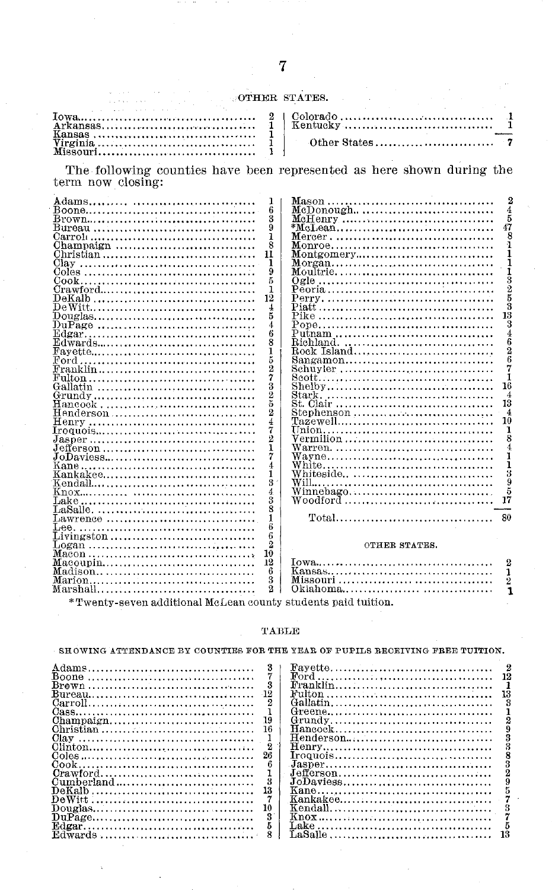OTHER STATES.

| | | | |
|---|---|---|---|
| Iowa | 2 | Colorado | 1 |
| Arkansas | 1 | Kentucky | 1 |
| Kansas | 1 | | |
| Virginia | 1 | Other States | 7 |
| Missouri | 1 | | |

The following counties have been represented as here shown during the term now closing:

| | | | |
|---|---|---|---|
| Adams | 1 | Mason | 2 |
| Boone | 6 | McDonough | 4 |
| Brown | 3 | McHenry | 5 |
| Bureau | 9 | *McLean | 47 |
| Carroll | 1 | Mercer | 8 |
| Champaign | 8 | Monroe | 1 |
| Christian | 11 | Montgomery | 1 |
| Clay | 1 | Morgan | 1 |
| Coles | 9 | Moultrie | 1 |
| Cook | 5 | Ogle | 3 |
| Crawford | 1 | Peoria | 2 |
| DeKalb | 12 | Perry | 5 |
| DeWitt | 4 | Piatt | 3 |
| Douglas | 5 | Pike | 13 |
| DuPage | 4 | Pope | 3 |
| Edgar | 6 | Putnam | 4 |
| Edwards | 8 | Richland | 6 |
| Fayette | 1 | Rock Island | 2 |
| Ford | 5 | Sangamon | 6 |
| Franklin | 2 | Schuyler | 7 |
| Fulton | 7 | Scott | 1 |
| Gallatin | 3 | Shelby | 16 |
| Grundy | 2 | Stark | 4 |
| Hancock | 5 | St. Clair | 13 |
| Henderson | 2 | Stephenson | 4 |
| Henry | 4 | Tazewell | 10 |
| Iroquois | 7 | Union | 1 |
| Jasper | 2 | Vermilion | 8 |
| Jefferson | 1 | Warren | 4 |
| JoDaviess | 7 | Wayne | 1 |
| Kane | 4 | White | 1 |
| Kankakee | 1 | Whiteside | 3 |
| Kendall | 3 | Will | 9 |
| Knox | 4 | Winnebago | 5 |
| Lake | 3 | Woodford | 17 |
| LaSalle | 8 | | |
| Lawrence | 1 | Total | 80 |
| Lee | 6 | | |
| Livingston | 6 | | |
| Logan | 2 | | |
| Macon | 10 | | |
| Macoupin | 12 | | |
| Madison | 6 | | |
| Marion | 3 | | |
| Marshall | 2 | | |

OTHER STATES.

| | |
|---|---|
| Iowa | 2 |
| Kansas | 1 |
| Missouri | 2 |
| Oklahoma | 1 |

*Twenty-seven additional McLean county students paid tuition.

## TABLE

SHOWING ATTENDANCE BY COUNTIES FOR THE YEAR OF PUPILS RECEIVING FREE TUITION.

| | | | |
|---|---|---|---|
| Adams | 3 | Fayette | 2 |
| Boone | 7 | Ford | 12 |
| Brown | 3 | Franklin | 1 |
| Bureau | 12 | Fulton | 13 |
| Carroll | 2 | Gallatin | 3 |
| Cass | 1 | Greene | 1 |
| Champaign | 19 | Grundy | 2 |
| Christian | 16 | Hancock | 9 |
| Clay | 1 | Henderson | 3 |
| Clinton | 2 | Henry | 3 |
| Coles | 26 | Iroquois | 8 |
| Cook | 6 | Jasper | 3 |
| Crawford | 1 | Jefferson | 2 |
| Cumberland | 3 | JoDaviess | 9 |
| DeKalb | 13 | Kane | 5 |
| DeWitt | 7 | Kankakee | 7 |
| Douglas | 10 | Kendall | 3 |
| DuPage | 3 | Knox | 7 |
| Edgar | 5 | Lake | 5 |
| Edwards | 8 | LaSalle | 13 |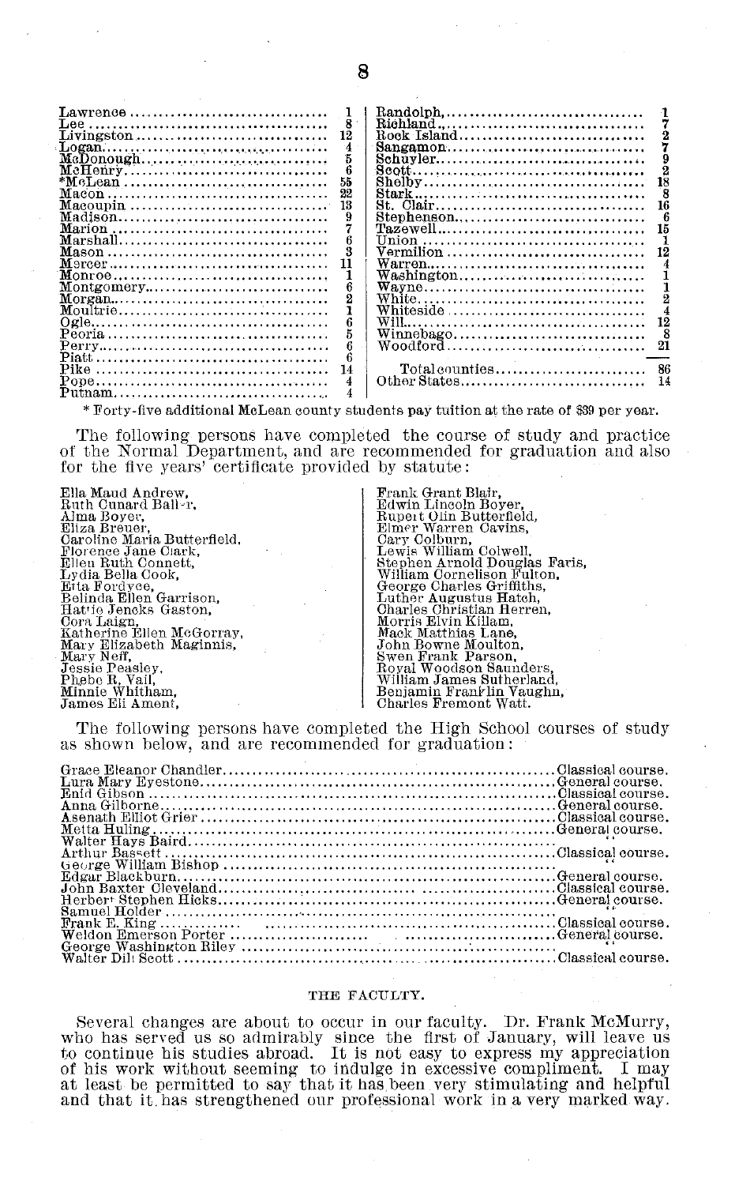| | | | |
|---|---|---|---|
| Lawrence | 1 | Randolph | 1 |
| Lee | 8 | Richland | 7 |
| Livingston | 12 | Rock Island | 2 |
| Logan | 4 | Sangamon | 7 |
| McDonough | 5 | Schuyler | 9 |
| McHenry | 6 | Scott | 2 |
| *McLean | 55 | Shelby | 18 |
| Macon | 22 | Stark | 8 |
| Macoupin | 13 | St. Clair | 16 |
| Madison | 9 | Stephenson | 6 |
| Marion | 7 | Tazewell | 15 |
| Marshall | 6 | Union | 1 |
| Mason | 3 | Vermilion | 12 |
| Mercer | 11 | Warren | 4 |
| Monroe | 1 | Washington | 1 |
| Montgomery | 6 | Wayne | 1 |
| Morgan | 2 | White | 2 |
| Moultrie | 1 | Whiteside | 4 |
| Ogle | 6 | Will | 12 |
| Peoria | 5 | Winnebago | 8 |
| Perry | 6 | Woodford | 21 |
| Piatt | 6 | | |
| Pike | 14 | Total counties | 86 |
| Pope | 4 | Other States | 14 |
| Putnam | 4 | | |

\* Forty-five additional McLean county students pay tuition at the rate of $39 per year.

The following persons have completed the course of study and practice of the Normal Department, and are recommended for graduation and also for the five years' certificate provided by statute:

Ella Maud Andrew,
Ruth Cunard Baller,
Alma Boyer,
Eliza Breuer,
Caroline Maria Butterfield,
Florence Jane Clark,
Ellen Ruth Connett,
Lydia Bella Cook,
Etta Fordyce,
Belinda Ellen Garrison,
Hattie Jencks Gaston,
Cora Laign,
Katherine Ellen McGorray,
Mary Elizabeth Maginnis,
Mary Neff,
Jessie Peasley,
Phebe R. Vail,
Minnie Whitham,
James Eli Ament,
Frank Grant Blair,
Edwin Lincoln Boyer,
Rupert Olin Butterfield,
Elmer Warren Cavins,
Cary Colburn,
Lewis William Colwell,
Stephen Arnold Douglas Faris,
William Cornelison Fulton,
George Charles Griffiths,
Luther Augustus Hatch,
Charles Christian Herren,
Morris Elvin Killam,
Mack Matthias Lane,
John Bowne Moulton,
Swen Frank Parson,
Royal Woodson Saunders,
William James Sutherland,
Benjamin Franklin Vaughn,
Charles Fremont Watt.

The following persons have completed the High School courses of study as shown below, and are recommended for graduation:

| | |
|---|---|
| Grace Eleanor Chandler | Classical course. |
| Lura Mary Eyestone | General course. |
| Enid Gibson | Classical course. |
| Anna Gilborne | General course. |
| Asenath Elliot Grier | Classical course. |
| Metta Huling | General course. |
| Walter Hays Baird | " |
| Arthur Bassett | Classical course. |
| George William Bishop | " |
| Edgar Blackburn | General course. |
| John Baxter Cleveland | Classical course. |
| Herbert Stephen Hicks | General course. |
| Samuel Holder | " |
| Frank E. King | Classical course. |
| Weldon Emerson Porter | General course. |
| George Washington Riley | " |
| Walter Dill Scott | Classical course. |

## THE FACULTY.

Several changes are about to occur in our faculty. Dr. Frank McMurry, who has served us so admirably since the first of January, will leave us to continue his studies abroad. It is not easy to express my appreciation of his work without seeming to indulge in excessive compliment. I may at least be permitted to say that it has been very stimulating and helpful and that it has strengthened our professional work in a very marked way.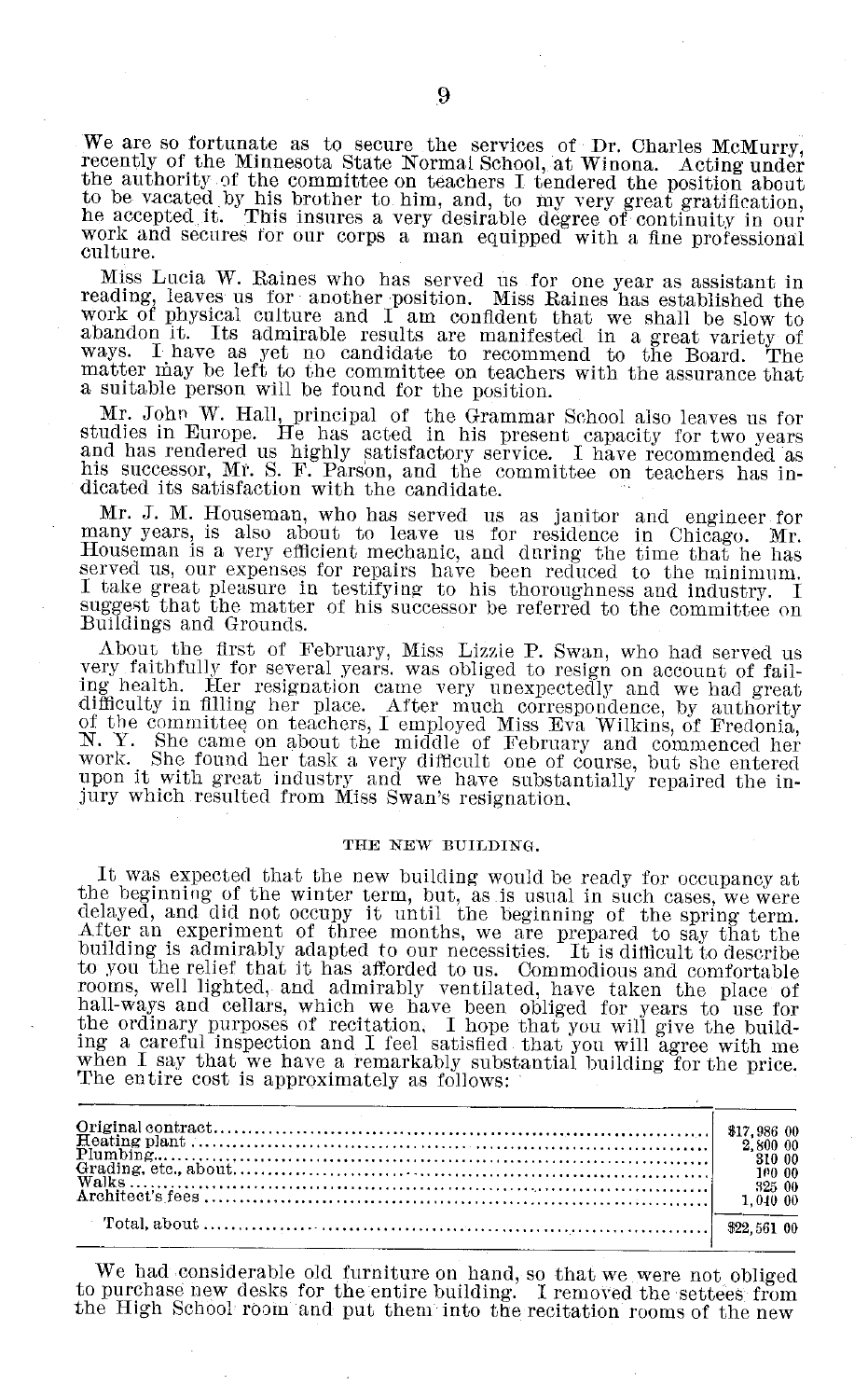We are so fortunate as to secure the services of Dr. Charles McMurry, recently of the Minnesota State Normal School, at Winona. Acting under the authority of the committee on teachers I tendered the position about to be vacated by his brother to him, and, to my very great gratification, he accepted it. This insures a very desirable degree of continuity in our work and secures for our corps a man equipped with a fine professional culture.

Miss Lucia W. Raines who has served us for one year as assistant in reading, leaves us for another position. Miss Raines has established the work of physical culture and I am confident that we shall be slow to abandon it. Its admirable results are manifested in a great variety of ways. I have as yet no candidate to recommend to the Board. The matter may be left to the committee on teachers with the assurance that a suitable person will be found for the position.

Mr. John W. Hall, principal of the Grammar School also leaves us for studies in Europe. He has acted in his present capacity for two years and has rendered us highly satisfactory service. I have recommended as his successor, Mr. S. F. Parson, and the committee on teachers has indicated its satisfaction with the candidate.

Mr. J. M. Houseman, who has served us as janitor and engineer for many years, is also about to leave us for residence in Chicago. Mr. Houseman is a very efficient mechanic, and during the time that he has served us, our expenses for repairs have been reduced to the minimum. I take great pleasure in testifying to his thoroughness and industry. I suggest that the matter of his successor be referred to the committee on Buildings and Grounds.

About the first of February, Miss Lizzie P. Swan, who had served us very faithfully for several years, was obliged to resign on account of failing health. Her resignation came very unexpectedly and we had great difficulty in filling her place. After much correspondence, by authority of the committee on teachers, I employed Miss Eva Wilkins, of Fredonia, N. Y. She came on about the middle of February and commenced her work. She found her task a very difficult one of course, but she entered upon it with great industry and we have substantially repaired the injury which resulted from Miss Swan's resignation.

## THE NEW BUILDING.

It was expected that the new building would be ready for occupancy at the beginning of the winter term, but, as is usual in such cases, we were delayed, and did not occupy it until the beginning of the spring term. After an experiment of three months, we are prepared to say that the building is admirably adapted to our necessities. It is difficult to describe to you the relief that it has afforded to us. Commodious and comfortable rooms, well lighted, and admirably ventilated, have taken the place of hall-ways and cellars, which we have been obliged for years to use for the ordinary purposes of recitation. I hope that you will give the building a careful inspection and I feel satisfied that you will agree with me when I say that we have a remarkably substantial building for the price. The entire cost is approximately as follows:

| | |
|---|---|
| Original contract | $17,986 00 |
| Heating plant | 2,800 00 |
| Plumbing | 310 00 |
| Grading, etc., about | 100 00 |
| Walks | 325 00 |
| Architect's fees | 1,040 00 |
| Total, about | $22,561 00 |

We had considerable old furniture on hand, so that we were not obliged to purchase new desks for the entire building. I removed the settees from the High School room and put them into the recitation rooms of the new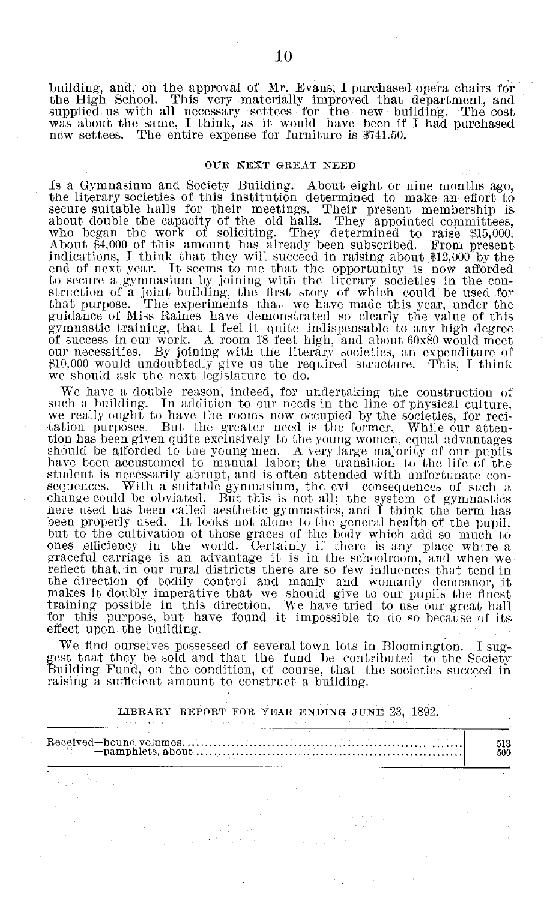building, and, on the approval of Mr. Evans, I purchased opera chairs for the High School. This very materially improved that department, and supplied us with all necessary settees for the new building. The cost was about the same, I think, as it would have been if I had purchased new settees. The entire expense for furniture is $741.50.

### OUR NEXT GREAT NEED

Is a Gymnasium and Society Building. About eight or nine months ago, the literary societies of this institution determined to make an effort to secure suitable halls for their meetings. Their present membership is about double the capacity of the old halls. They appointed committees, who began the work of soliciting. They determined to raise $15,000. About $4,000 of this amount has already been subscribed. From present indications, I think that they will succeed in raising about $12,000 by the end of next year. It seems to me that the opportunity is now afforded to secure a gymnasium by joining with the literary societies in the construction of a joint building, the first story of which could be used for that purpose. The experiments that we have made this year, under the guidance of Miss Raines have demonstrated so clearly the value of this gymnastic training, that I feel it quite indispensable to any high degree of success in our work. A room 18 feet high, and about 60x80 would meet our necessities. By joining with the literary societies, an expenditure of $10,000 would undoubtedly give us the required structure. This, I think we should ask the next legislature to do.

We have a double reason, indeed, for undertaking the construction of such a building. In addition to our needs in the line of physical culture, we really ought to have the rooms now occupied by the societies, for recitation purposes. But the greater need is the former. While our attention has been given quite exclusively to the young women, equal advantages should be afforded to the young men. A very large majority of our pupils have been accustomed to manual labor; the transition to the life of the student is necessarily abrupt, and is often attended with unfortunate consequences. With a suitable gymnasium, the evil consequences of such a change could be obviated. But this is not all; the system of gymnastics here used has been called aesthetic gymnastics, and I think the term has been properly used. It looks not alone to the general health of the pupil, but to the cultivation of those graces of the body which add so much to ones efficiency in the world. Certainly if there is any place where a graceful carriage is an advantage it is in the schoolroom, and when we reflect that, in our rural districts there are so few influences that tend in the direction of bodily control and manly and womanly demeanor, it makes it doubly imperative that we should give to our pupils the finest training possible in this direction. We have tried to use our great hall for this purpose, but have found it impossible to do so because of its effect upon the building.

We find ourselves possessed of several town lots in Bloomington. I suggest that they be sold and that the fund be contributed to the Society Building Fund, on the condition, of course, that the societies succeed in raising a sufficient amount to construct a building.

### LIBRARY REPORT FOR YEAR ENDING JUNE 23, 1892.

| | |
|---|---|
| Received—bound volumes | 513 |
| " —pamphlets, about | 500 |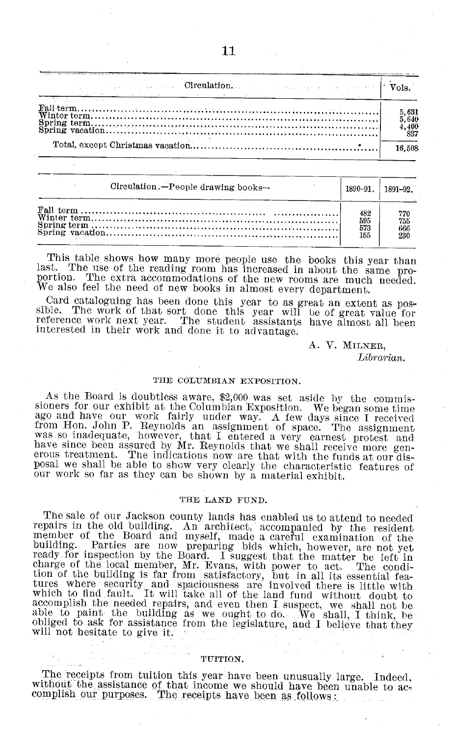| Circulation. | Vols. |
|---|---|
| Fall term | 5,631 |
| Winter term | 5,640 |
| Spring term | 4,400 |
| Spring vacation | 837 |
| Total, except Christmas vacation | 16,508 |

| Circulation.—People drawing books— | 1890-91. | 1891-92. |
|---|---|---|
| Fall term | 482 | 770 |
| Winter term | 595 | 755 |
| Spring term | 573 | 666 |
| Spring vacation | 155 | 230 |

This table shows how many more people use the books this year than last. The use of the reading room has increased in about the same proportion. The extra accommodations of the new rooms are much needed. We also feel the need of new books in almost every department.

Card cataloguing has been done this year to as great an extent as possible. The work of that sort done this year will be of great value for reference work next year. The student assistants have almost all been interested in their work and done it to advantage.

A. V. Milner,
*Librarian.*

### THE COLUMBIAN EXPOSITION.

As the Board is doubtless aware, $2,000 was set aside by the commissioners for our exhibit at the Columbian Exposition. We began some time ago and have our work fairly under way. A few days since I received from Hon. John P. Reynolds an assignment of space. The assignment was so inadequate, however, that I entered a very earnest protest and have since been assured by Mr. Reynolds that we shall receive more generous treatment. The indications now are that with the funds at our disposal we shall be able to show very clearly the characteristic features of our work so far as they can be shown by a material exhibit.

### THE LAND FUND.

The sale of our Jackson county lands has enabled us to attend to needed repairs in the old building. An architect, accompanied by the resident member of the Board and myself, made a careful examination of the building. Parties are now preparing bids which, however, are not yet ready for inspection by the Board. I suggest that the matter be left in charge of the local member, Mr. Evans, with power to act. The condition of the building is far from satisfactory, but in all its essential features where security and spaciousness are involved there is little with which to find fault. It will take all of the land fund without doubt to accomplish the needed repairs, and even then I suspect, we shall not be able to paint the building as we ought to do. We shall, I think, be obliged to ask for assistance from the legislature, and I believe that they will not hesitate to give it.

### TUITION.

The receipts from tuition this year have been unusually large. Indeed, without the assistance of that income we should have been unable to accomplish our purposes. The receipts have been as follows: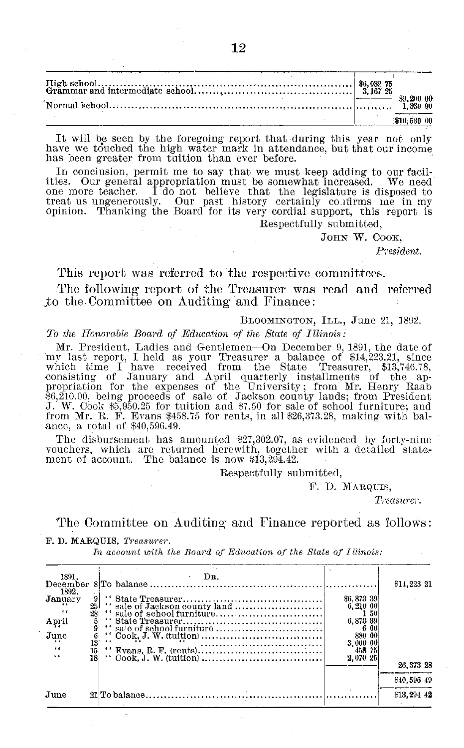| | | |
|---|---|---|
| High school | $6,032 75 | |
| Grammar and intermediate school | 3,167 25 | |
| | | $9,200 00 |
| Normal school | .......... | 1,330 00 |
| | | $10,530 00 |

It will be seen by the foregoing report that during this year not only have we touched the high water mark in attendance, but that our income has been greater from tuition than ever before.

In conclusion, permit me to say that we must keep adding to our facilities. Our general appropriation must be somewhat increased. We need one more teacher. I do not believe that the legislature is disposed to treat us ungenerously. Our past history certainly confirms me in my opinion. Thanking the Board for its very cordial support, this report is

Respectfully submitted,

JOHN W. COOK,

*President.*

This report was referred to the respective committees.

The following report of the Treasurer was read and referred to the Committee on Auditing and Finance:

BLOOMINGTON, ILL., June 21, 1892.

*To the Honorable Board of Education of the State of Illinois:*

Mr. President, Ladies and Gentlemen—On December 9, 1891, the date of my last report, I held as your Treasurer a balance of $14,223.21, since which time I have received from the State Treasurer, $13,746.78, consisting of January and April quarterly installments of the appropriation for the expenses of the University; from Mr. Henry Raab $6,210.00, being proceeds of sale of Jackson county lands; from President J. W. Cook $5,950.25 for tuition and $7.50 for sale of school furniture; and from Mr. R. F. Evans $458.75 for rents, in all $26,373.28, making with balance, a total of $40,596.49.

The disbursement has amounted $27,302.07, as evidenced by forty-nine vouchers, which are returned herewith, together with a detailed statement of account. The balance is now $13,294.42.

Respectfully submitted,

F. D. MARQUIS,

*Treasurer.*

The Committee on Auditing and Finance reported as follows:

**F. D. MARQUIS**, *Treasurer.*

*In account with the Board of Education of the State of Illinois:*

| | | DR. | | |
|---|---|---|---|---|
| 1891. December | 8 | To balance | .............. | $14,223 21 |
| 1892. January | 9 | " State Treasurer | $6,873 39 | |
| " | 25 | " sale of Jackson county land | 6,210 00 | |
| " | 28 | " sale of school furniture | 1 50 | |
| April | 5 | " State Treasurer | 6,873 39 | |
| " | 9 | " sale of school furniture | 6 00 | |
| June | 6 | " Cook, J. W. (tuition) | 880 00 | |
| " | 13 | " " " " | 3,000 00 | |
| " | 15 | " Evans, R. F. (rents) | 458 75 | |
| " | 18 | " Cook, J. W. (tuition) | 2,070 25 | |
| | | | | 26,373 28 |
| | | | | $40,596 49 |
| June | 21 | To balance | .............. | $13,294 42 |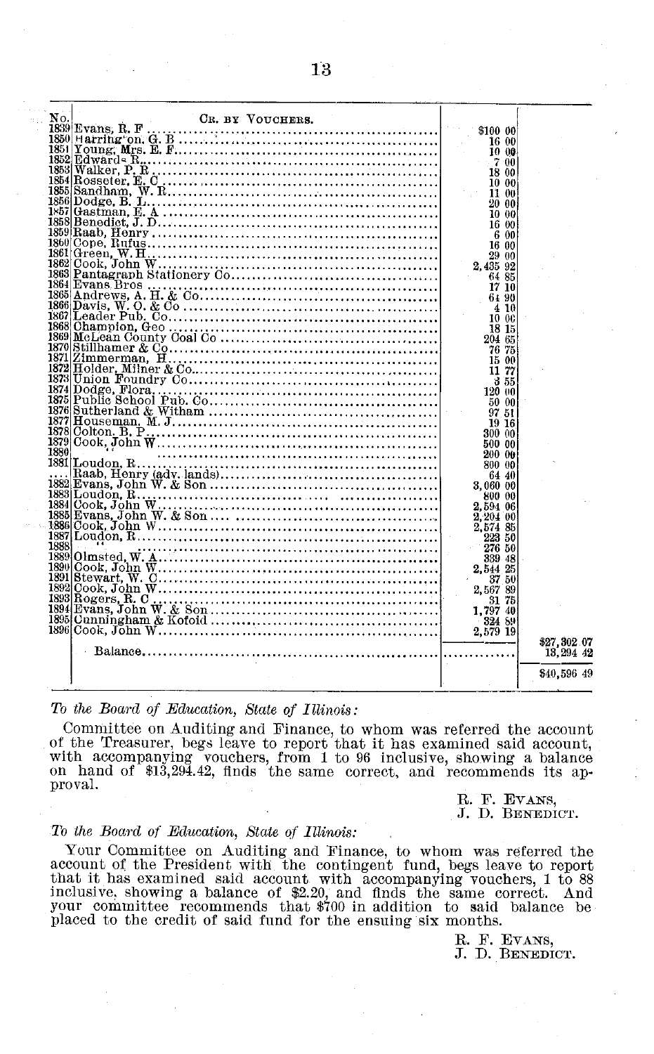| No. | Cr. by Vouchers. | | |
|---|---|---|---|
| 1839 | Evans, R. F | $100 00 | |
| 1850 | Harrington, G. B | 16 00 | |
| 1851 | Young, Mrs. E. F | 10 00 | |
| 1852 | Edwards R | 7 00 | |
| 1853 | Walker, P. R | 18 00 | |
| 1854 | Rosseter, E. C | 10 00 | |
| 1855 | Sandham, W. R | 11 00 | |
| 1856 | Dodge, B. L | 20 00 | |
| 1857 | Gastman, E. A | 10 00 | |
| 1858 | Benedict, J. D | 16 00 | |
| 1859 | Raab, Henry | 6 00 | |
| 1860 | Cope, Rufus | 16 00 | |
| 1861 | Green, W. H | 29 00 | |
| 1862 | Cook, John W | 2,435 92 | |
| 1863 | Pantagraph Stationery Co | 64 85 | |
| 1864 | Evans Bros | 17 10 | |
| 1865 | Andrews, A. H. & Co | 64 90 | |
| 1866 | Davis, W. O. & Co | 4 10 | |
| 1867 | Leader Pub. Co | 10 00 | |
| 1868 | Champion, Geo | 18 15 | |
| 1869 | McLean County Coal Co | 204 65 | |
| 1870 | Stillhamer & Co | 76 75 | |
| 1871 | Zimmerman, H | 15 00 | |
| 1872 | Holder, Milner & Co | 11 77 | |
| 1873 | Union Foundry Co | 3 55 | |
| 1874 | Dodge, Flora | 120 00 | |
| 1875 | Public School Pub. Co | 50 00 | |
| 1876 | Sutherland & Witham | 97 51 | |
| 1877 | Houseman, M. J | 19 16 | |
| 1878 | Colton, B. P | 300 00 | |
| 1879 | Cook, John W | 500 00 | |
| 1880 | " | 200 00 | |
| 1881 | Loudon, R | 800 00 | |
| .... | Raab, Henry (adv. lands) | 64 40 | |
| 1882 | Evans, John W. & Son | 3,060 00 | |
| 1883 | Loudon, R | 800 00 | |
| 1884 | Cook, John W | 2,594 06 | |
| 1885 | Evans, John W. & Son | 2,204 00 | |
| 1886 | Cook, John W | 2,574 85 | |
| 1887 | Loudon, R | 223 50 | |
| 1888 | " | 276 50 | |
| 1889 | Olmsted, W. A | 339 48 | |
| 1890 | Cook, John W | 2,544 25 | |
| 1891 | Stewart, W. C | 37 50 | |
| 1892 | Cook, John W | 2,567 89 | |
| 1893 | Rogers, R. C | 31 75 | |
| 1894 | Evans, John W. & Son | 1,797 40 | |
| 1895 | Cunningham & Kofoid | 324 89 | |
| 1896 | Cook, John W | 2,579 19 | |
| | | | $27,302 07 |
| | Balance | ............ | 13,294 42 |
| | | | $40,596 49 |

*To the Board of Education, State of Illinois:*

Committee on Auditing and Finance, to whom was referred the account of the Treasurer, begs leave to report that it has examined said account, with accompanying vouchers, from 1 to 96 inclusive, showing a balance on hand of $13,294.42, finds the same correct, and recommends its approval.

R. F. Evans,
J. D. Benedict.

*To the Board of Education, State of Illinois:*

Your Committee on Auditing and Finance, to whom was referred the account of the President with the contingent fund, begs leave to report that it has examined said account with accompanying vouchers, 1 to 88 inclusive, showing a balance of $2.20, and finds the same correct. And your committee recommends that $700 in addition to said balance be placed to the credit of said fund for the ensuing six months.

R. F. Evans,
J. D. Benedict.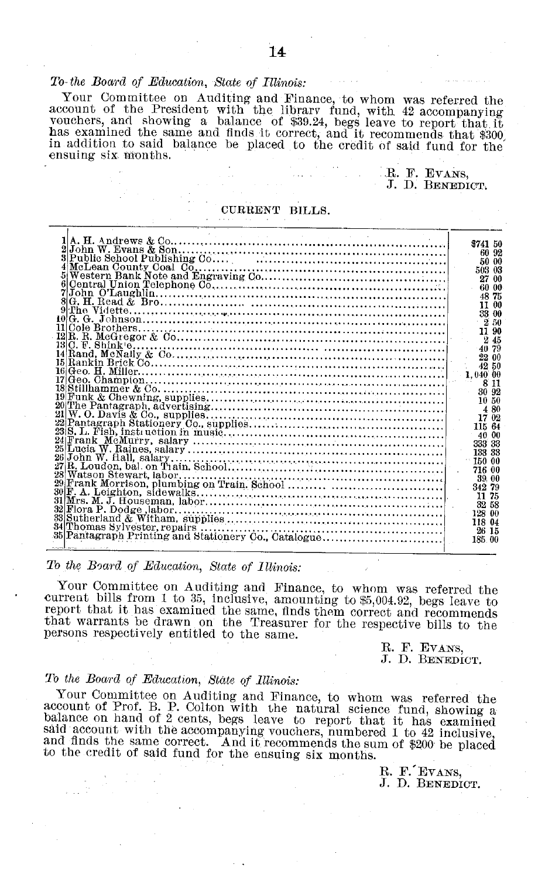*To the Board of Education, State of Illinois:*

Your Committee on Auditing and Finance, to whom was referred the account of the President with the library fund, with 42 accompanying vouchers, and showing a balance of $39.24, begs leave to report that it has examined the same and finds it correct, and it recommends that $300 in addition to said balance be placed to the credit of said fund for the ensuing six months.

R. F. EVANS,
J. D. BENEDICT.

CURRENT BILLS.

| No. | Name | Amount |
|---|---|---|
| 1 | A. H. Andrews & Co. | $741 50 |
| 2 | John W. Evans & Son | 60 92 |
| 3 | Public School Publishing Co. | 50 00 |
| 4 | McLean County Coal Co. | 503 03 |
| 5 | Western Bank Note and Engraving Co. | 27 00 |
| 6 | Central Union Telephone Co. | 60 00 |
| 7 | John O'Laughlin | 48 75 |
| 8 | G. H. Read & Bro. | 11 00 |
| 9 | The Vidette | 33 00 |
| 10 | G. G. Johnson | 2 50 |
| 11 | Cole Brothers | 11 90 |
| 12 | R. R. McGregor & Co. | 2 45 |
| 13 | C. F. Shink'e | 40 79 |
| 14 | Rand, McNally & Co. | 22 00 |
| 15 | Rankin Brick Co. | 42 50 |
| 16 | Geo. H. Miller | 1,040 00 |
| 17 | Geo. Champion | 8 11 |
| 18 | Stillhammer & Co. | 30 92 |
| 19 | Funk & Chewning, supplies | 10 50 |
| 20 | The Pantagraph, advertising | 4 80 |
| 21 | W. O. Davis & Co., supplies | 17 02 |
| 22 | Pantagraph Stationery Co., supplies | 115 64 |
| 23 | S. L. Fish, instruction in music | 40 00 |
| 24 | Frank McMurry, salary | 333 33 |
| 25 | Lucia W. Raines, salary | 133 33 |
| 26 | John W. Hall, salary | 150 00 |
| 27 | R. Loudon, bal. on Train. School | 716 00 |
| 28 | Watson Stewart, labor | 39 00 |
| 29 | Frank Morrison, plumbing on Train. School | 342 79 |
| 30 | F. A. Leighton, sidewalks | 11 75 |
| 31 | Mrs. M. J. Houseman, labor | 32 58 |
| 32 | Flora P. Dodge, labor | 128 00 |
| 33 | Sutherland & Witham, supplies | 118 04 |
| 34 | Thomas Sylvester, repairs | 26 15 |
| 35 | Pantagraph Printing and Stationery Co., Catalogue | 185 00 |

*To the Board of Education, State of Illinois:*

Your Committee on Auditing and Finance, to whom was referred the current bills from 1 to 35, inclusive, amounting to $5,004.92, begs leave to report that it has examined the same, finds them correct and recommends that warrants be drawn on the Treasurer for the respective bills to the persons respectively entitled to the same.

R. F. EVANS,
J. D. BENEDICT.

*To the Board of Education, State of Illinois:*

Your Committee on Auditing and Finance, to whom was referred the account of Prof. B. P. Colton with the natural science fund, showing a balance on hand of 2 cents, begs leave to report that it has examined said account with the accompanying vouchers, numbered 1 to 42 inclusive, and finds the same correct. And it recommends the sum of $200 be placed to the credit of said fund for the ensuing six months.

R. F. EVANS,
J. D. BENEDICT.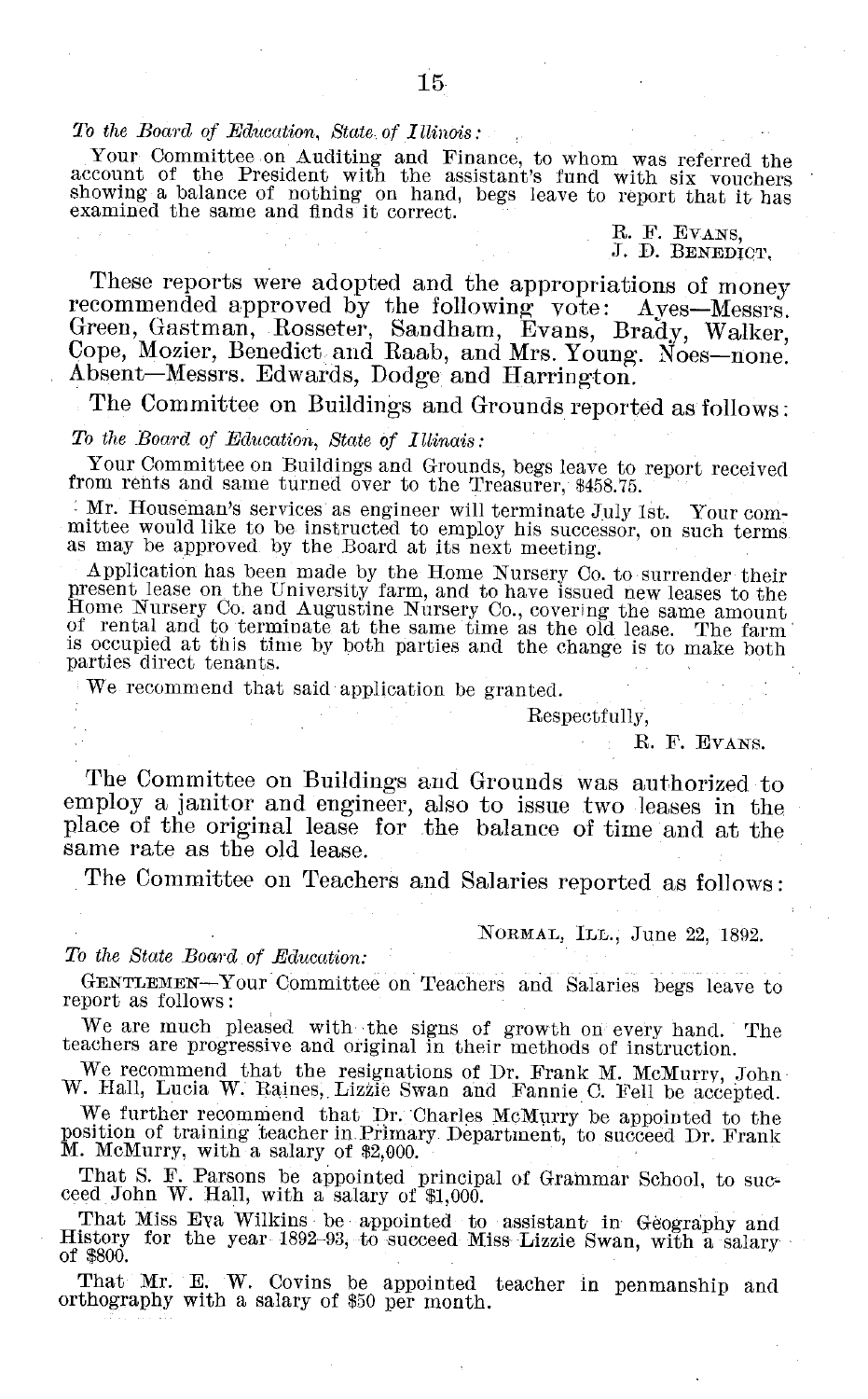*To the Board of Education, State of Illinois:*

Your Committee on Auditing and Finance, to whom was referred the account of the President with the assistant's fund with six vouchers showing a balance of nothing on hand, begs leave to report that it has examined the same and finds it correct.

R. F. EVANS,
J. D. BENEDICT.

These reports were adopted and the appropriations of money recommended approved by the following vote: Ayes—Messrs. Green, Gastman, Rosseter, Sandham, Evans, Brady, Walker, Cope, Mozier, Benedict and Raab, and Mrs. Young. Noes—none. Absent—Messrs. Edwards, Dodge and Harrington.

The Committee on Buildings and Grounds reported as follows:

*To the Board of Education, State of Illinois:*

Your Committee on Buildings and Grounds, begs leave to report received from rents and same turned over to the Treasurer, $458.75.

Mr. Houseman's services as engineer will terminate July 1st. Your committee would like to be instructed to employ his successor, on such terms as may be approved by the Board at its next meeting.

Application has been made by the Home Nursery Co. to surrender their present lease on the University farm, and to have issued new leases to the Home Nursery Co. and Augustine Nursery Co., covering the same amount of rental and to terminate at the same time as the old lease. The farm is occupied at this time by both parties and the change is to make both parties direct tenants.

We recommend that said application be granted.

Respectfully,

R. F. EVANS.

The Committee on Buildings and Grounds was authorized to employ a janitor and engineer, also to issue two leases in the place of the original lease for the balance of time and at the same rate as the old lease.

The Committee on Teachers and Salaries reported as follows:

NORMAL, ILL., June 22, 1892.

*To the State Board of Education:*

GENTLEMEN—Your Committee on Teachers and Salaries begs leave to report as follows:

We are much pleased with the signs of growth on every hand. The teachers are progressive and original in their methods of instruction.

We recommend that the resignations of Dr. Frank M. McMurry, John W. Hall, Lucia W. Raines, Lizzie Swan and Fannie C. Fell be accepted.

We further recommend that Dr. Charles McMurry be appointed to the position of training teacher in Primary Department, to succeed Dr. Frank M. McMurry, with a salary of $2,000.

That S. F. Parsons be appointed principal of Grammar School, to succeed John W. Hall, with a salary of $1,000.

That Miss Eva Wilkins be appointed to assistant in Geography and History for the year 1892–93, to succeed Miss Lizzie Swan, with a salary of $800.

That Mr. E. W. Covins be appointed teacher in penmanship and orthography with a salary of $50 per month.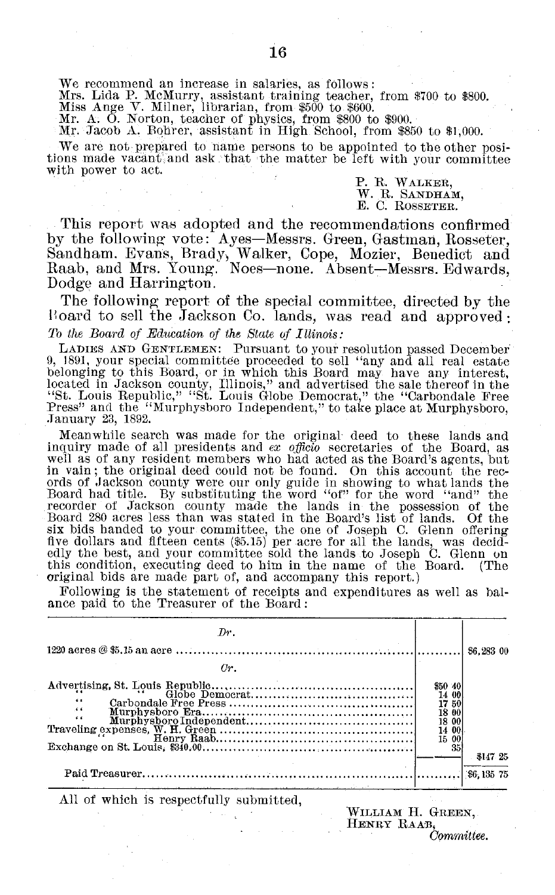We recommend an increase in salaries, as follows:
Mrs. Lida P. McMurry, assistant training teacher, from $700 to $800.
Miss Ange V. Milner, librarian, from $500 to $600.
Mr. A. O. Norton, teacher of physics, from $800 to $900.
Mr. Jacob A. Bohrer, assistant in High School, from $850 to $1,000.

We are not prepared to name persons to be appointed to the other positions made vacant and ask that the matter be left with your committee with power to act.

P. R. Walker,
W. R. Sandham,
E. C. Rosseter.

This report was adopted and the recommendations confirmed by the following vote: Ayes—Messrs. Green, Gastman, Rosseter, Sandham. Evans, Brady, Walker, Cope, Mozier, Benedict and Raab, and Mrs. Young. Noes—none. Absent—Messrs. Edwards, Dodge and Harrington.

The following report of the special committee, directed by the Board to sell the Jackson Co. lands, was read and approved:

*To the Board of Education of the State of Illinois:*

Ladies and Gentlemen: Pursuant to your resolution passed December 9, 1891, your special committee proceeded to sell "any and all real estate belonging to this Board, or in which this Board may have any interest, located in Jackson county, Illinois," and advertised the sale thereof in the "St. Louis Republic," "St. Louis Globe Democrat," the "Carbondale Free Press" and the "Murphysboro Independent," to take place at Murphysboro, January 23, 1892.

Meanwhile search was made for the original deed to these lands and inquiry made of all presidents and *ex officio* secretaries of the Board, as well as of any resident members who had acted as the Board's agents, but in vain; the original deed could not be found. On this account the records of Jackson county were our only guide in showing to what lands the Board had title. By substituting the word "of" for the word "and" the recorder of Jackson county made the lands in the possession of the Board 280 acres less than was stated in the Board's list of lands. Of the six bids handed to your committee, the one of Joseph C. Glenn offering five dollars and fifteen cents ($5.15) per acre for all the lands, was decidedly the best, and your committee sold the lands to Joseph C. Glenn on this condition, executing deed to him in the name of the Board. (The original bids are made part of, and accompany this report.)

Following is the statement of receipts and expenditures as well as balance paid to the Treasurer of the Board:

| | | |
|---|---|---|
| *Dr.* | | |
| 1220 acres @ $5.15 an acre | .......... | $6,283 00 |
| *Cr.* | | |
| Advertising, St. Louis Republic | $50 40 | |
| " " Globe Democrat | 14 00 | |
| " Carbondale Free Press | 17 50 | |
| " Murphysboro Era | 18 00 | |
| " Murphysboro Independent | 18 00 | |
| Traveling expenses, W. H. Green | 14 00 | |
| " Henry Raab | 15 00 | |
| Exchange on St. Louis, $340.00 | 35 | |
| | | $147 25 |
| Paid Treasurer | .......... | $6,135 75 |

All of which is respectfully submitted,

William H. Green,
Henry Raab,
*Committee.*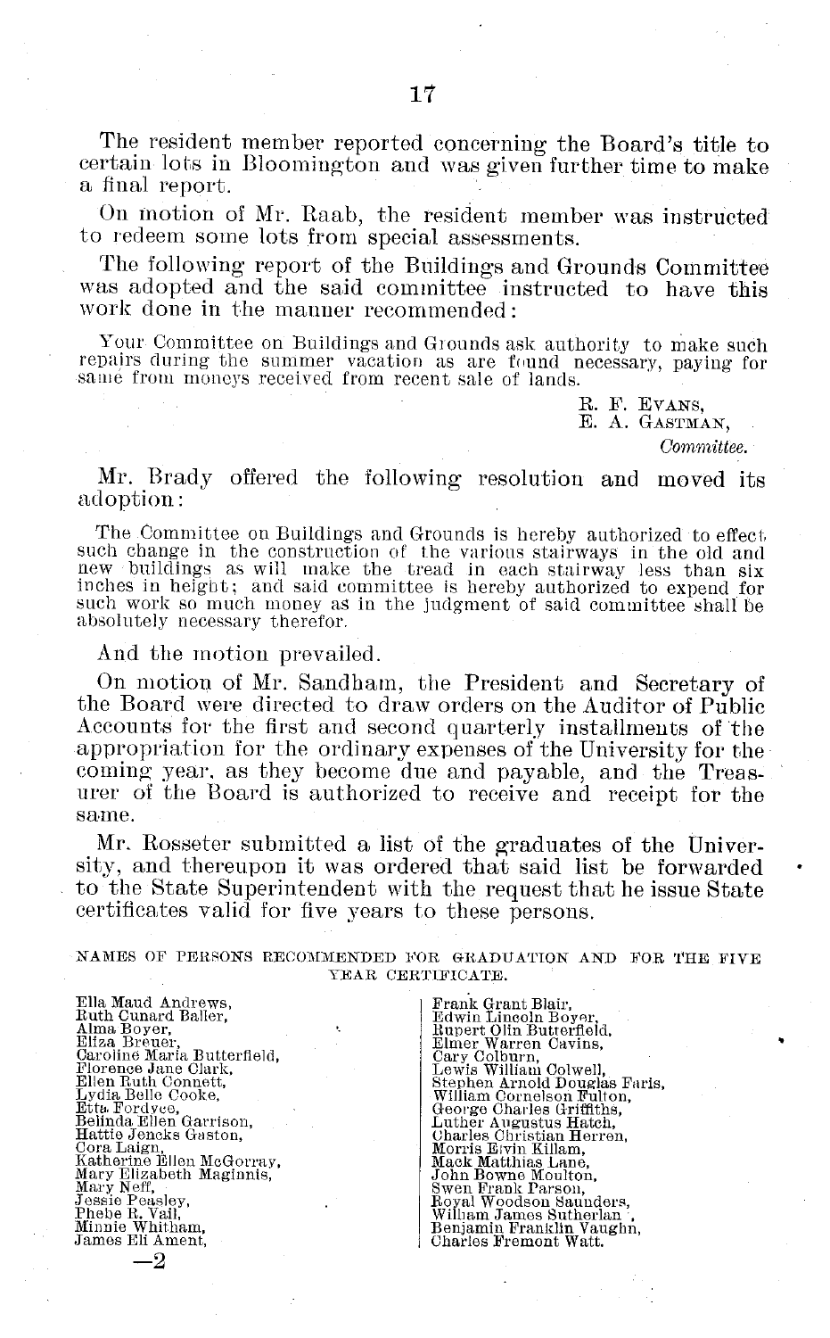The resident member reported concerning the Board's title to certain lots in Bloomington and was given further time to make a final report.

On motion of Mr. Raab, the resident member was instructed to redeem some lots from special assessments.

The following report of the Buildings and Grounds Committee was adopted and the said committee instructed to have this work done in the manner recommended:

> Your Committee on Buildings and Grounds ask authority to make such repairs during the summer vacation as are found necessary, paying for same from moneys received from recent sale of lands.
>
> R. F. EVANS,
> E. A. GASTMAN,
> *Committee.*

Mr. Brady offered the following resolution and moved its adoption:

> The Committee on Buildings and Grounds is hereby authorized to effect such change in the construction of the various stairways in the old and new buildings as will make the tread in each stairway less than six inches in height; and said committee is hereby authorized to expend for such work so much money as in the judgment of said committee shall be absolutely necessary therefor.

And the motion prevailed.

On motion of Mr. Sandham, the President and Secretary of the Board were directed to draw orders on the Auditor of Public Accounts for the first and second quarterly installments of the appropriation for the ordinary expenses of the University for the coming year, as they become due and payable, and the Treasurer of the Board is authorized to receive and receipt for the same.

Mr. Rosseter submitted a list of the graduates of the University, and thereupon it was ordered that said list be forwarded to the State Superintendent with the request that he issue State certificates valid for five years to these persons.

NAMES OF PERSONS RECOMMENDED FOR GRADUATION AND FOR THE FIVE YEAR CERTIFICATE.

Ella Maud Andrews,
Ruth Cunard Baller,
Alma Boyer,
Eliza Breuer,
Caroline Maria Butterfield,
Florence Jane Clark,
Ellen Ruth Connett,
Lydia Belle Cooke,
Etta Fordyce,
Belinda Ellen Garrison,
Hattie Jencks Gaston,
Cora Laign,
Katherine Ellen McGorray,
Mary Elizabeth Maginnis,
Mary Neff,
Jessie Peasley,
Phebe R. Vail,
Minnie Whitham,
James Eli Ament,
Frank Grant Blair,
Edwin Lincoln Boyer,
Rupert Olin Butterfield,
Elmer Warren Cavins,
Cary Colburn,
Lewis William Colwell,
Stephen Arnold Douglas Faris,
William Cornelson Fulton,
George Charles Griffiths,
Luther Augustus Hatch,
Charles Christian Herren,
Morris Elvin Killam,
Mack Matthias Lane,
John Bowne Moulton,
Swen Frank Parson,
Royal Woodson Saunders,
William James Sutherlan ,
Benjamin Franklin Vaughn,
Charles Fremont Watt.

—2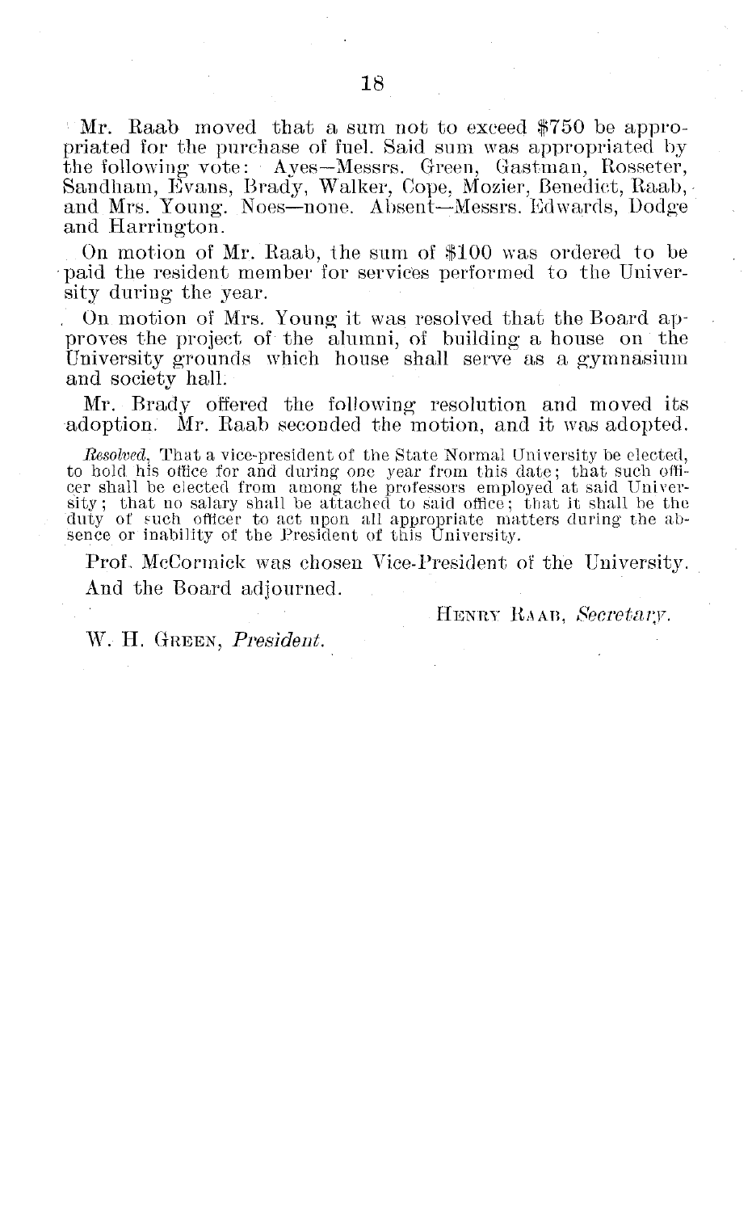Mr. Raab moved that a sum not to exceed $750 be appropriated for the purchase of fuel. Said sum was appropriated by the following vote: Ayes—Messrs. Green, Gastman, Rosseter, Sandham, Evans, Brady, Walker, Cope, Mozier, Benedict, Raab, and Mrs. Young. Noes—none. Absent—Messrs. Edwards, Dodge and Harrington.

On motion of Mr. Raab, the sum of $100 was ordered to be paid the resident member for services performed to the University during the year.

On motion of Mrs. Young it was resolved that the Board approves the project of the alumni, of building a house on the University grounds which house shall serve as a gymnasium and society hall.

Mr. Brady offered the following resolution and moved its adoption. Mr. Raab seconded the motion, and it was adopted.

*Resolved*, That a vice-president of the State Normal University be elected, to hold his office for and during one year from this date; that such officer shall be elected from among the professors employed at said University; that no salary shall be attached to said office; that it shall be the duty of such officer to act upon all appropriate matters during the absence or inability of the President of this University.

Prof. McCormick was chosen Vice-President of the University.

And the Board adjourned.

HENRY RAAB, *Secretary*.

W. H. GREEN, *President*.